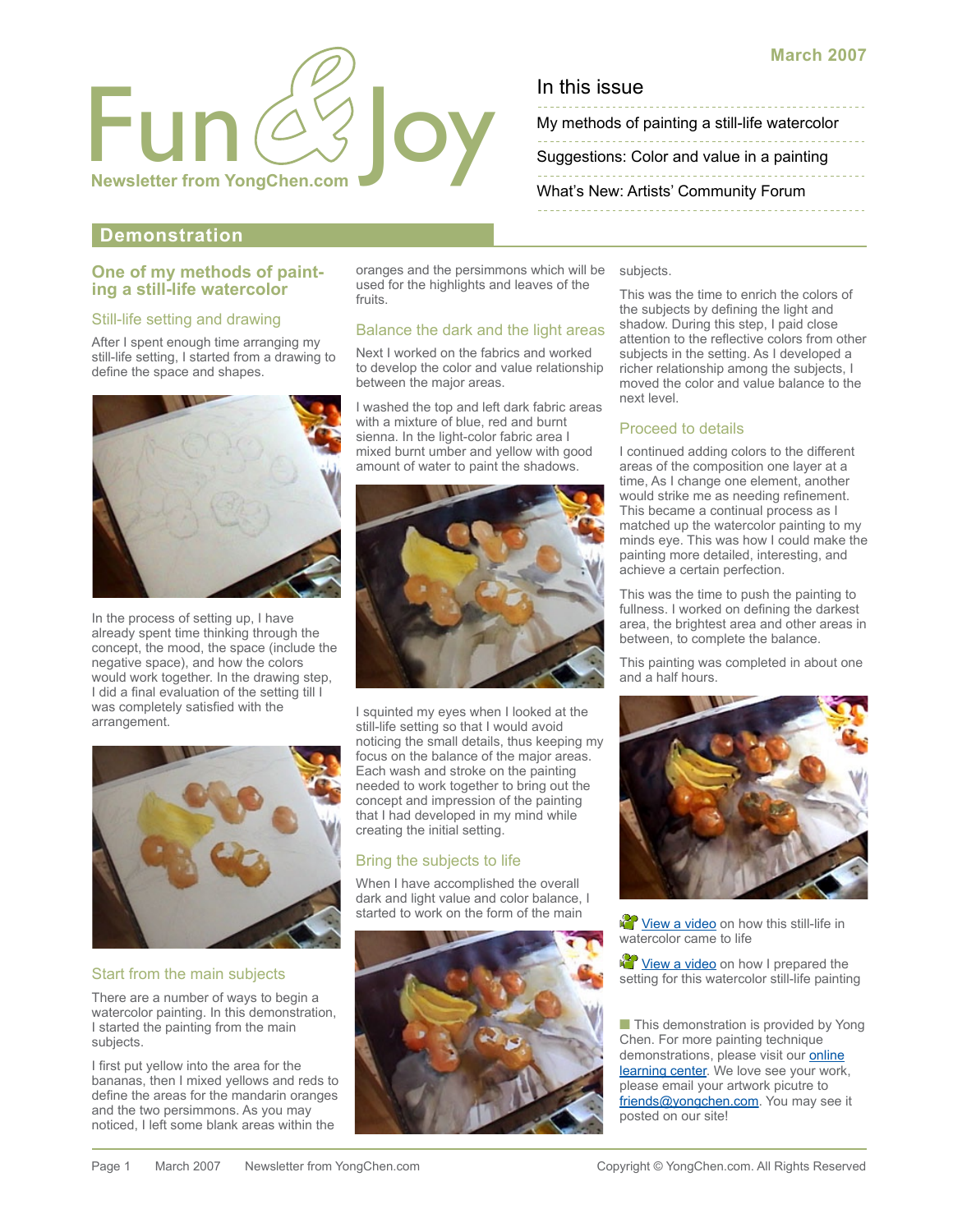# Fun & Joy

**Newsletter from YongChen.com**

**March 2007**

## In this issue

- My methods of painting a still-life watercolor
- Suggestions: Color and value in a painting
- What's New: Artists' Community Forum

## Demonstration

### One of my methods of painting a still-life watercolor

#### Still-life setting and drawing

After I spent enough time arranging my still-life setting, I started from a drawing to define the space and shapes.

In the process of setting up, I have already spent time thinking through the concept, the mood, the space (include the negative space), and how the colors would work together. In the drawing step, I did a final evaluation of the setting till I was completely satisfied with the arrangement.

#### Start from the main subjects

There are a number of ways to begin a watercolor painting. In this demonstration, I started the painting from the main subjects.

I first put yellow into the area for the bananas, then I mixed yellows and reds to define the areas for the mandarin oranges and the two persimmons. As you may noticed, I left some blank areas within the oranges and the persimmons which will be used for the highlights and leaves of the fruits.

#### Balance the dark and the light areas

Next I worked on the fabrics and worked to develop the color and value relationship between the major areas.

I washed the top and left dark fabric areas with a mixture of blue, red and burnt sienna. In the light-color fabric area I mixed burnt umber and yellow with good amount of water to paint the shadows.

I squinted my eyes when I looked at the still-life setting so that I would avoid noticing the small details, thus keeping my focus on the balance of the major areas. Each wash and stroke on the painting needed to work together to bring out the concept and impression of the painting that I had developed in my mind while creating the initial setting.

#### Bring the subjects to life

When I have accomplished the overall dark and light value and color balance, I started to work on the form of the main subjects.

This was the time to enrich the colors of the subjects by defining the light and shadow. During this step, I paid close attention to the reflective colors from other subjects in the setting. As I developed a richer relationship among the subjects, I moved the color and value balance to the next level.

#### Proceed to details

I continued adding colors to the different areas of the composition one layer at a time, As I change one element, another would strike me as needing refinement. This became a continual process as I matched up the watercolor painting to my minds eye. This was how I could make the painting more detailed, interesting, and achieve a certain perfection.

This was the time to push the painting to fullness. I worked on defining the darkest area, the brightest area and other areas in between, to complete the balance.

This painting was completed in about one and a half hours.

[View a video](#) on how this still-life in watercolor came to life

[View a video](#) on how I prepared the setting for this watercolor still-life painting

This demonstration is provided by Yong Chen. For more painting technique demonstrations, please visit our [online learning center](#). We love see your work, please email your artwork picutre to [friends@yongchen.com](mailto:friends@yongchen.com). You may see it posted on our site!

Copyright © YongChen.com. All Rights Reserved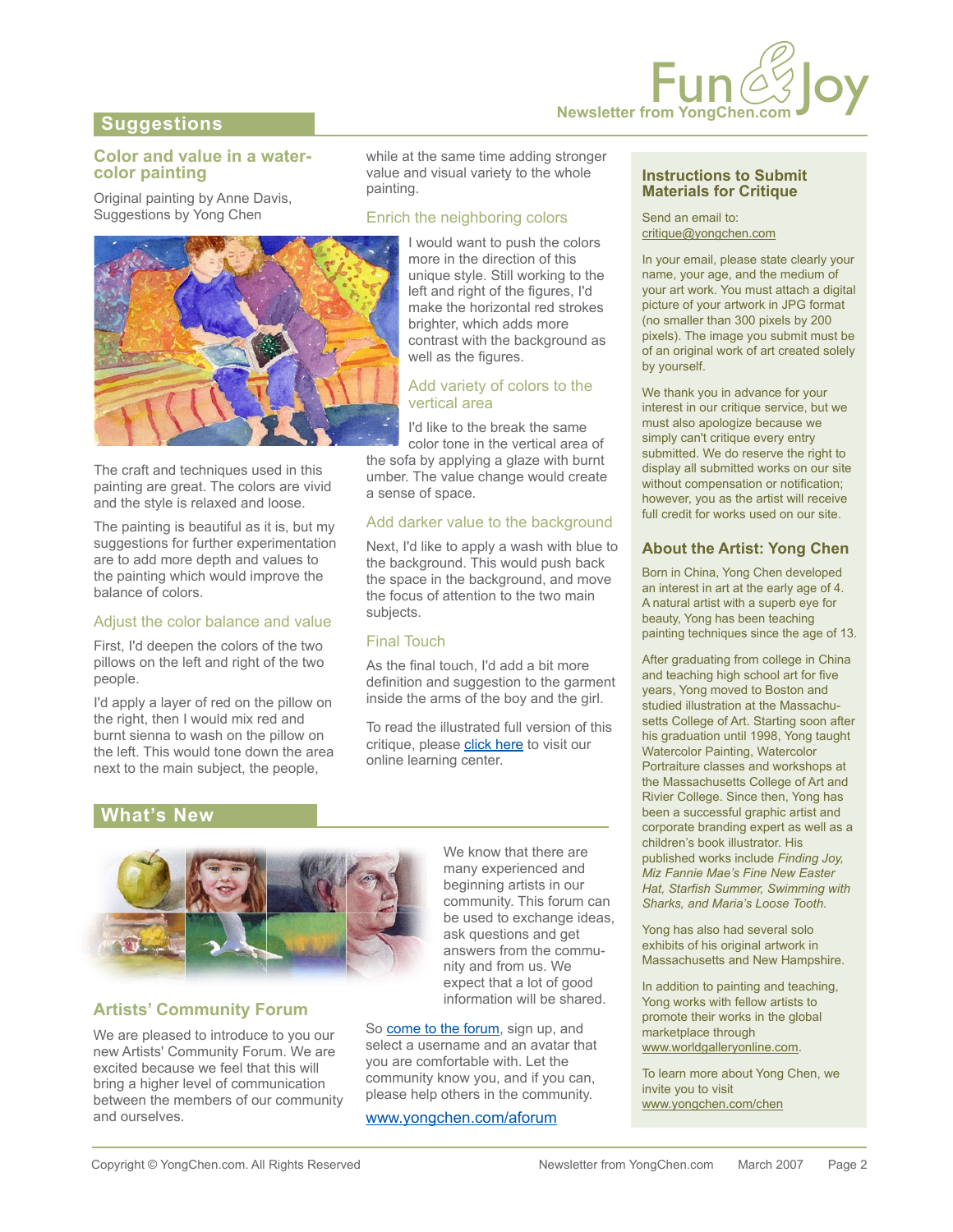# Suggestions

## Color and value in a watercolor painting

Original painting by Anne Davis,
Suggestions by Yong Chen

The craft and techniques used in this painting are great. The colors are vivid and the style is relaxed and loose.

The painting is beautiful as it is, but my suggestions for further experimentation are to add more depth and values to the painting which would improve the balance of colors.

### Adjust the color balance and value

First, I'd deepen the colors of the two pillows on the left and right of the two people.

I'd apply a layer of red on the pillow on the right, then I would mix red and burnt sienna to wash on the pillow on the left. This would tone down the area next to the main subject, the people, while at the same time adding stronger value and visual variety to the whole painting.

### Enrich the neighboring colors

I would want to push the colors more in the direction of this unique style. Still working to the left and right of the figures, I'd make the horizontal red strokes brighter, which adds more contrast with the background as well as the figures.

### Add variety of colors to the vertical area

I'd like to the break the same color tone in the vertical area of the sofa by applying a glaze with burnt umber. The value change would create a sense of space.

### Add darker value to the background

Next, I'd like to apply a wash with blue to the background. This would push back the space in the background, and move the focus of attention to the two main subjects.

### Final Touch

As the final touch, I'd add a bit more definition and suggestion to the garment inside the arms of the boy and the girl.

To read the illustrated full version of this critique, please click here to visit our online learning center.

# What's New

## Artists' Community Forum

We are pleased to introduce to you our new Artists' Community Forum. We are excited because we feel that this will bring a higher level of communication between the members of our community and ourselves.

We know that there are many experienced and beginning artists in our community. This forum can be used to exchange ideas, ask questions and get answers from the community and from us. We expect that a lot of good information will be shared.

So come to the forum, sign up, and select a username and an avatar that you are comfortable with. Let the community know you, and if you can, please help others in the community.

www.yongchen.com/aforum

## Instructions to Submit Materials for Critique

Send an email to:
critique@yongchen.com

In your email, please state clearly your name, your age, and the medium of your art work. You must attach a digital picture of your artwork in JPG format (no smaller than 300 pixels by 200 pixels). The image you submit must be of an original work of art created solely by yourself.

We thank you in advance for your interest in our critique service, but we must also apologize because we simply can't critique every entry submitted. We do reserve the right to display all submitted works on our site without compensation or notification; however, you as the artist will receive full credit for works used on our site.

## About the Artist: Yong Chen

Born in China, Yong Chen developed an interest in art at the early age of 4. A natural artist with a superb eye for beauty, Yong has been teaching painting techniques since the age of 13.

After graduating from college in China and teaching high school art for five years, Yong moved to Boston and studied illustration at the Massachusetts College of Art. Starting soon after his graduation until 1998, Yong taught Watercolor Painting, Watercolor Portraiture classes and workshops at the Massachusetts College of Art and Rivier College. Since then, Yong has been a successful graphic artist and corporate branding expert as well as a children's book illustrator. His published works include *Finding Joy, Miz Fannie Mae's Fine New Easter Hat, Starfish Summer, Swimming with Sharks, and Maria's Loose Tooth.*

Yong has also had several solo exhibits of his original artwork in Massachusetts and New Hampshire.

In addition to painting and teaching, Yong works with fellow artists to promote their works in the global marketplace through www.worldgalleryonline.com.

To learn more about Yong Chen, we invite you to visit www.yongchen.com/chen